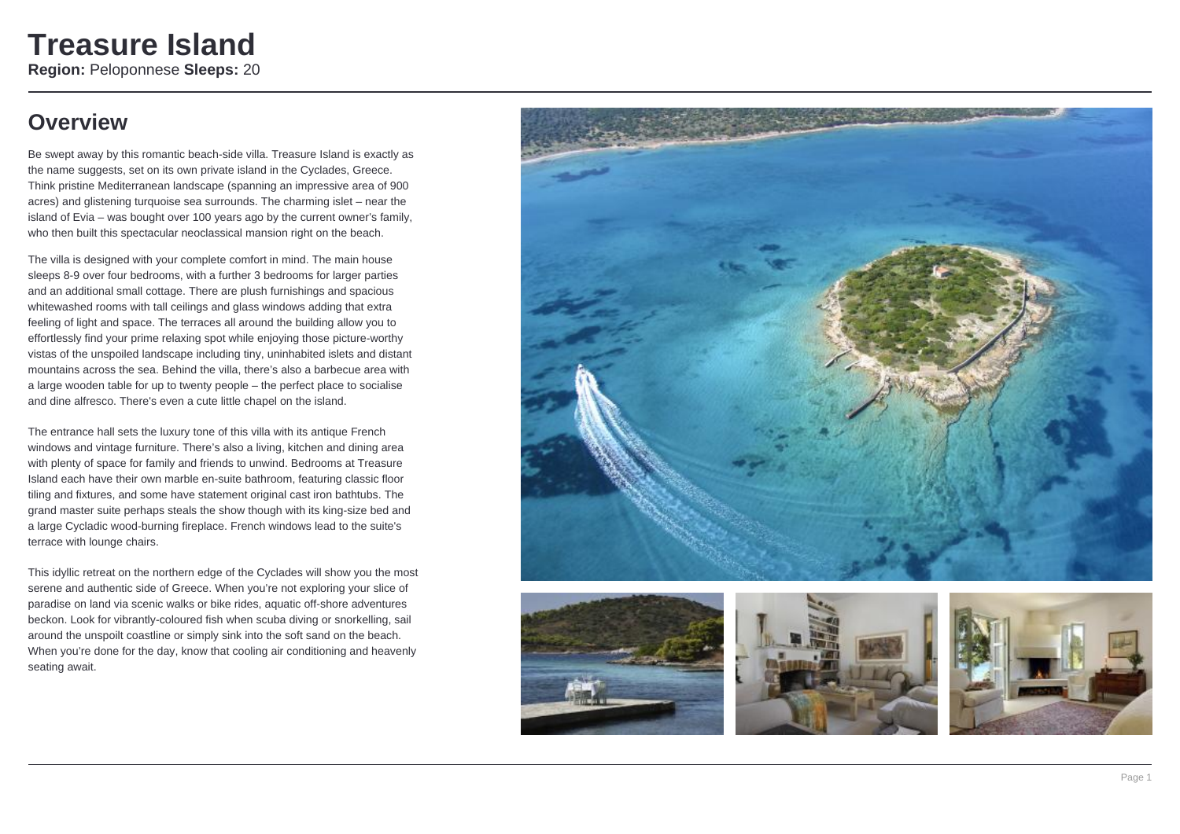# Treasure Island

**Region:** Peloponnese **Sleeps:** 20

## Overview

Be swept away by this romantic beach-side villa. Treasure Island is exactly as the name suggests, set on its own private island in the Cyclades, Greece. Think pristine Mediterranean landscape (spanning an impressive area of 900 acres) and glistening turquoise sea surrounds. The charming islet – near the island of Evia – was bought over 100 years ago by the current owner's family, who then built this spectacular neoclassical mansion right on the beach.

The villa is designed with your complete comfort in mind. The main house sleeps 8-9 over four bedrooms, with a further 3 bedrooms for larger parties and an additional small cottage. There are plush furnishings and spacious whitewashed rooms with tall ceilings and glass windows adding that extra feeling of light and space. The terraces all around the building allow you to effortlessly find your prime relaxing spot while enjoying those picture-worthy vistas of the unspoiled landscape including tiny, uninhabited islets and distant mountains across the sea. Behind the villa, there's also a barbecue area with a large wooden table for up to twenty people – the perfect place to socialise and dine alfresco. There's even a cute little chapel on the island.

The entrance hall sets the luxury tone of this villa with its antique French windows and vintage furniture. There's also a living, kitchen and dining area with plenty of space for family and friends to unwind. Bedrooms at Treasure Island each have their own marble en-suite bathroom, featuring classic floor tiling and fixtures, and some have statement original cast iron bathtubs. The grand master suite perhaps steals the show though with its king-size bed and a large Cycladic wood-burning fireplace. French windows lead to the suite's terrace with lounge chairs.

This idyllic retreat on the northern edge of the Cyclades will show you the most serene and authentic side of Greece. When you're not exploring your slice of paradise on land via scenic walks or bike rides, aquatic off-shore adventures beckon. Look for vibrantly-coloured fish when scuba diving or snorkelling, sail around the unspoilt coastline or simply sink into the soft sand on the beach. When you're done for the day, know that cooling air conditioning and heavenly seating await.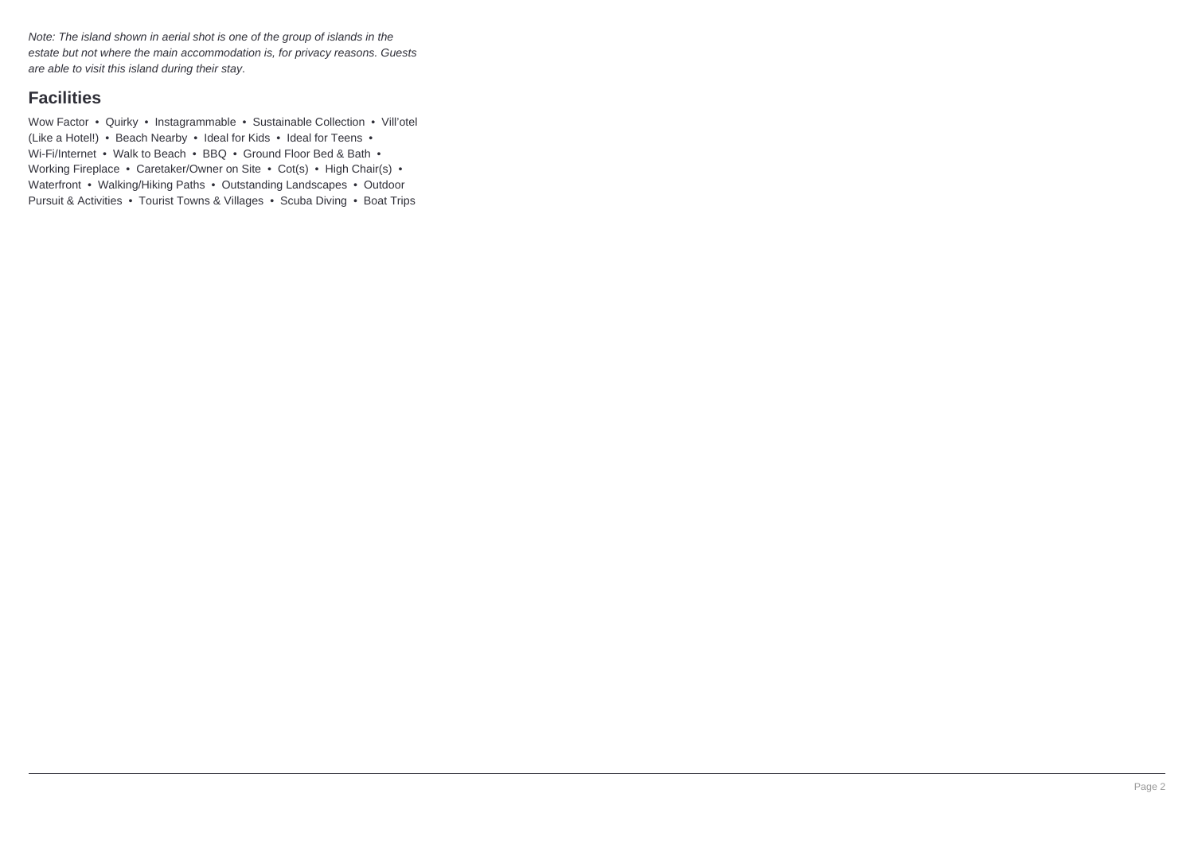*Note: The island shown in aerial shot is one of the group of islands in the estate but not where the main accommodation is, for privacy reasons. Guests are able to visit this island during their stay.*

## Facilities

Wow Factor • Quirky • Instagrammable • Sustainable Collection • Vill'otel (Like a Hotel!) • Beach Nearby • Ideal for Kids • Ideal for Teens • Wi-Fi/Internet • Walk to Beach • BBQ • Ground Floor Bed & Bath • Working Fireplace • Caretaker/Owner on Site • Cot(s) • High Chair(s) • Waterfront • Walking/Hiking Paths • Outstanding Landscapes • Outdoor Pursuit & Activities • Tourist Towns & Villages • Scuba Diving • Boat Trips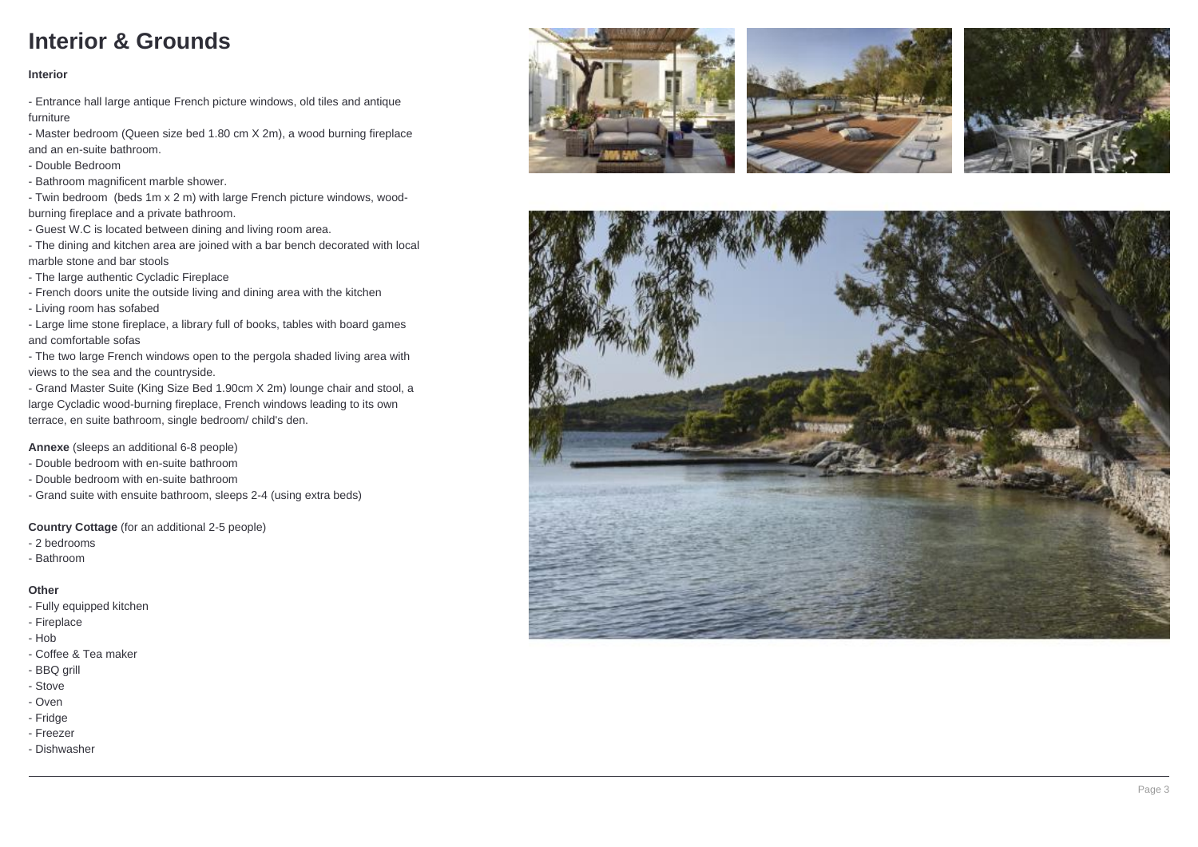# Interior & Grounds

**Interior**

- Entrance hall large antique French picture windows, old tiles and antique furniture
- Master bedroom (Queen size bed 1.80 cm X 2m), a wood burning fireplace and an en-suite bathroom.
- Double Bedroom
- Bathroom magnificent marble shower.
- Twin bedroom  (beds 1m x 2 m) with large French picture windows, wood-burning fireplace and a private bathroom.
- Guest W.C is located between dining and living room area.
- The dining and kitchen area are joined with a bar bench decorated with local marble stone and bar stools
- The large authentic Cycladic Fireplace
- French doors unite the outside living and dining area with the kitchen
- Living room has sofabed
- Large lime stone fireplace, a library full of books, tables with board games and comfortable sofas
- The two large French windows open to the pergola shaded living area with views to the sea and the countryside.
- Grand Master Suite (King Size Bed 1.90cm X 2m) lounge chair and stool, a large Cycladic wood-burning fireplace, French windows leading to its own terrace, en suite bathroom, single bedroom/ child's den.

**Annexe** (sleeps an additional 6-8 people)

- Double bedroom with en-suite bathroom
- Double bedroom with en-suite bathroom
- Grand suite with ensuite bathroom, sleeps 2-4 (using extra beds)

**Country Cottage** (for an additional 2-5 people)

- 2 bedrooms
- Bathroom

**Other**

- Fully equipped kitchen
- Fireplace
- Hob
- Coffee & Tea maker
- BBQ grill
- Stove
- Oven
- Fridge
- Freezer
- Dishwasher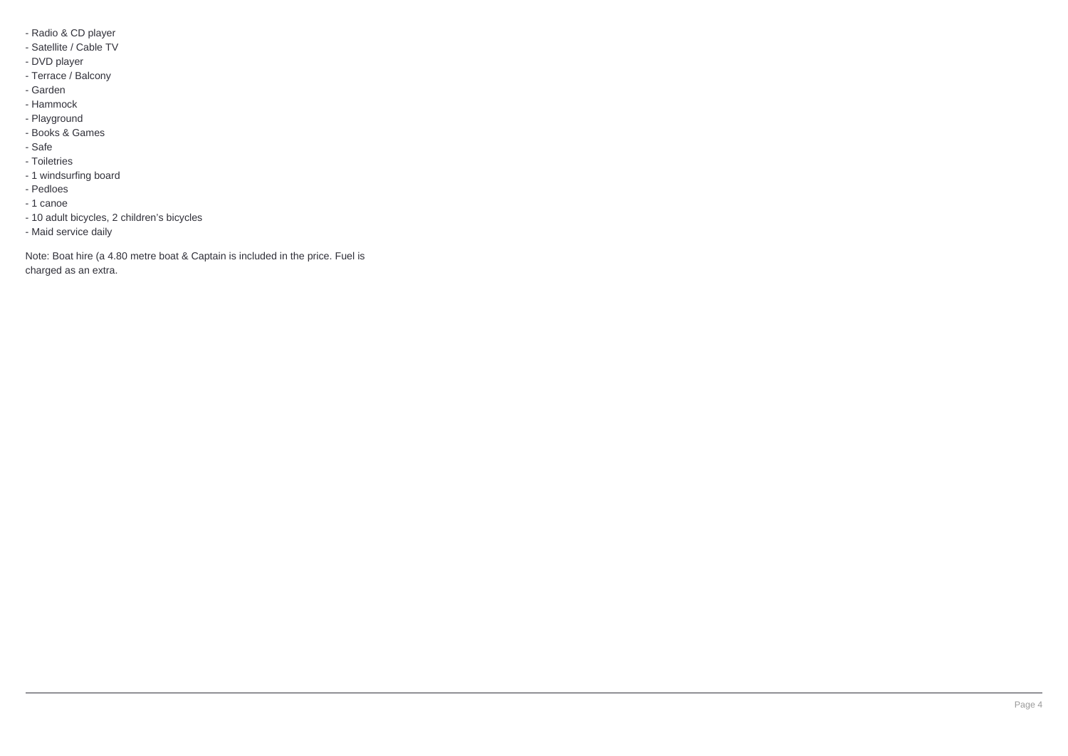- Radio & CD player
- Satellite / Cable TV
- DVD player
- Terrace / Balcony
- Garden
- Hammock
- Playground
- Books & Games
- Safe
- Toiletries
- 1 windsurfing board
- Pedloes
- 1 canoe
- 10 adult bicycles, 2 children's bicycles
- Maid service daily

Note: Boat hire (a 4.80 metre boat & Captain is included in the price. Fuel is charged as an extra.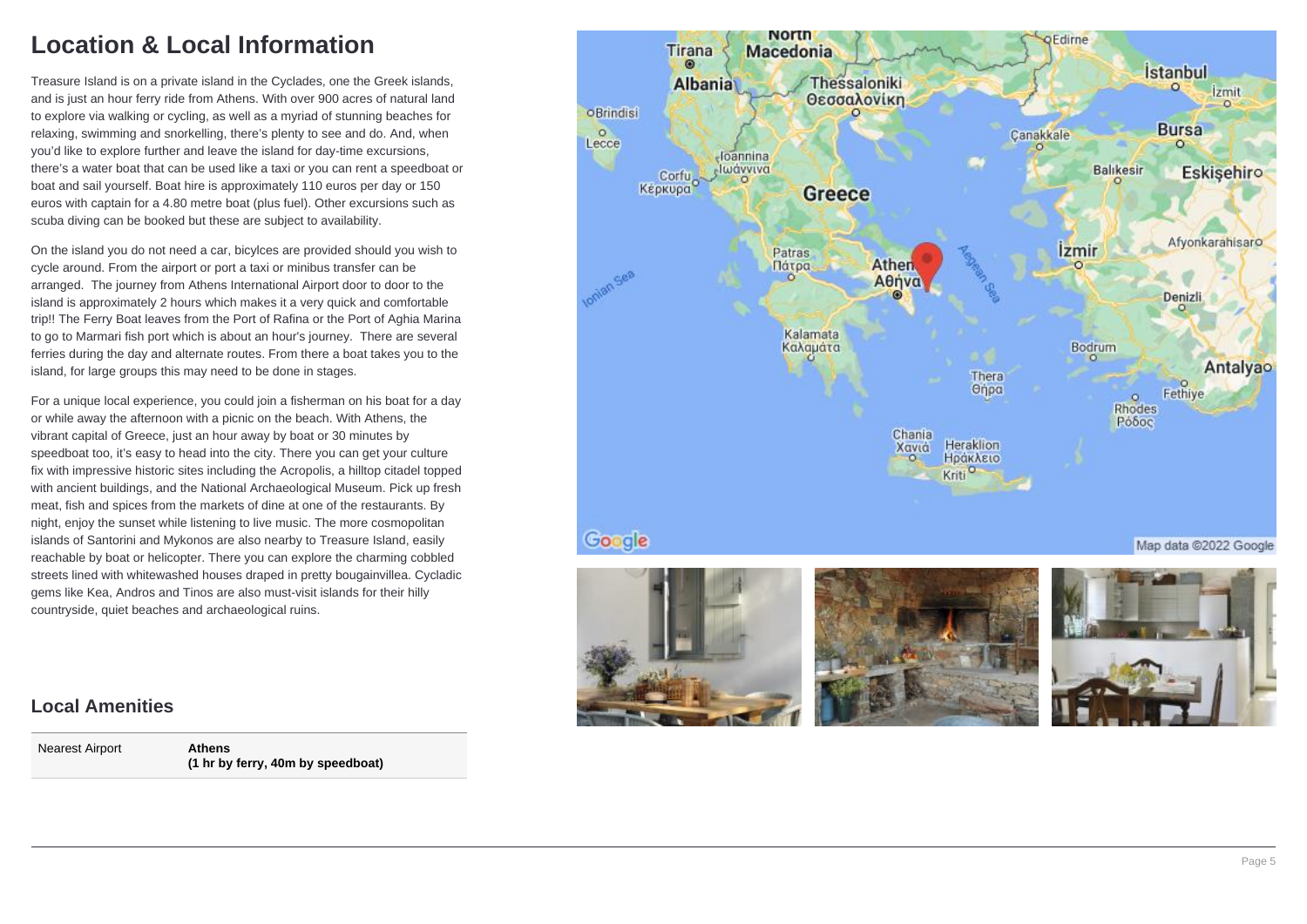# Location & Local Information

Treasure Island is on a private island in the Cyclades, one the Greek islands, and is just an hour ferry ride from Athens. With over 900 acres of natural land to explore via walking or cycling, as well as a myriad of stunning beaches for relaxing, swimming and snorkelling, there's plenty to see and do. And, when you'd like to explore further and leave the island for day-time excursions, there's a water boat that can be used like a taxi or you can rent a speedboat or boat and sail yourself. Boat hire is approximately 110 euros per day or 150 euros with captain for a 4.80 metre boat (plus fuel). Other excursions such as scuba diving can be booked but these are subject to availability.

On the island you do not need a car, bicylces are provided should you wish to cycle around. From the airport or port a taxi or minibus transfer can be arranged. The journey from Athens International Airport door to door to the island is approximately 2 hours which makes it a very quick and comfortable trip!! The Ferry Boat leaves from the Port of Rafina or the Port of Aghia Marina to go to Marmari fish port which is about an hour's journey. There are several ferries during the day and alternate routes. From there a boat takes you to the island, for large groups this may need to be done in stages.

For a unique local experience, you could join a fisherman on his boat for a day or while away the afternoon with a picnic on the beach. With Athens, the vibrant capital of Greece, just an hour away by boat or 30 minutes by speedboat too, it's easy to head into the city. There you can get your culture fix with impressive historic sites including the Acropolis, a hilltop citadel topped with ancient buildings, and the National Archaeological Museum. Pick up fresh meat, fish and spices from the markets of dine at one of the restaurants. By night, enjoy the sunset while listening to live music. The more cosmopolitan islands of Santorini and Mykonos are also nearby to Treasure Island, easily reachable by boat or helicopter. There you can explore the charming cobbled streets lined with whitewashed houses draped in pretty bougainvillea. Cycladic gems like Kea, Andros and Tinos are also must-visit islands for their hilly countryside, quiet beaches and archaeological ruins.

## Local Amenities

| | |
|---|---|
| Nearest Airport | **Athens (1 hr by ferry, 40m by speedboat)** |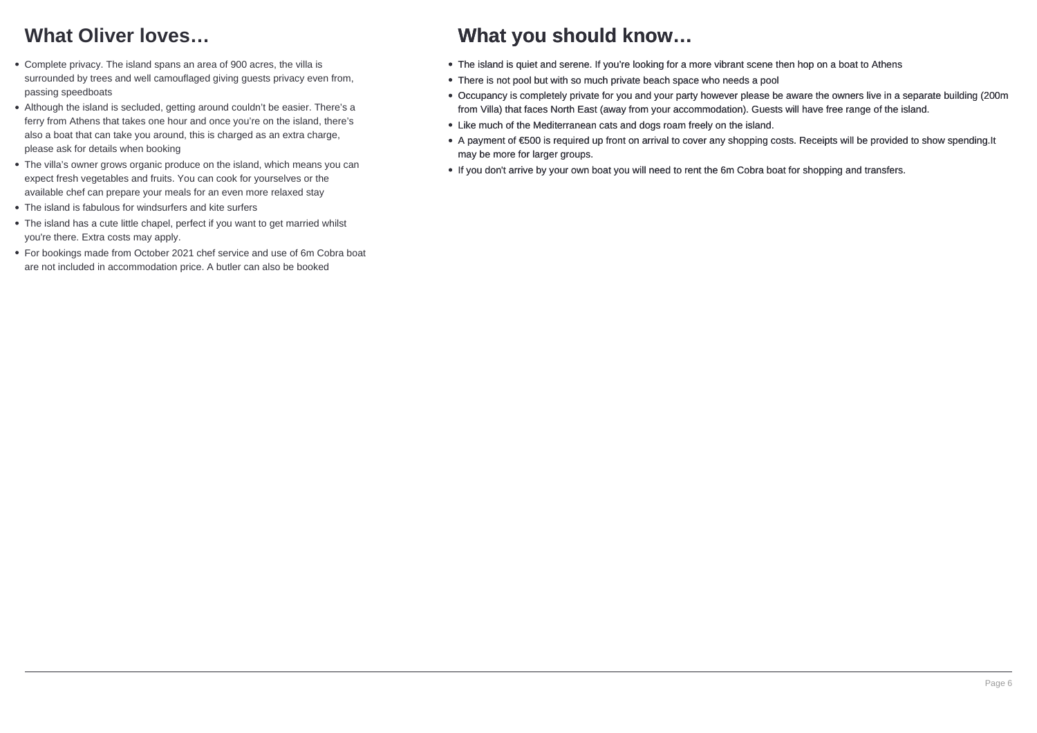## What Oliver loves…

- Complete privacy. The island spans an area of 900 acres, the villa is surrounded by trees and well camouflaged giving guests privacy even from, passing speedboats
- Although the island is secluded, getting around couldn't be easier. There's a ferry from Athens that takes one hour and once you're on the island, there's also a boat that can take you around, this is charged as an extra charge, please ask for details when booking
- The villa's owner grows organic produce on the island, which means you can expect fresh vegetables and fruits. You can cook for yourselves or the available chef can prepare your meals for an even more relaxed stay
- The island is fabulous for windsurfers and kite surfers
- The island has a cute little chapel, perfect if you want to get married whilst you're there. Extra costs may apply.
- For bookings made from October 2021 chef service and use of 6m Cobra boat are not included in accommodation price. A butler can also be booked

## What you should know…

- The island is quiet and serene. If you're looking for a more vibrant scene then hop on a boat to Athens
- There is not pool but with so much private beach space who needs a pool
- Occupancy is completely private for you and your party however please be aware the owners live in a separate building (200m from Villa) that faces North East (away from your accommodation). Guests will have free range of the island.
- Like much of the Mediterranean cats and dogs roam freely on the island.
- A payment of €500 is required up front on arrival to cover any shopping costs. Receipts will be provided to show spending.It may be more for larger groups.
- If you don't arrive by your own boat you will need to rent the 6m Cobra boat for shopping and transfers.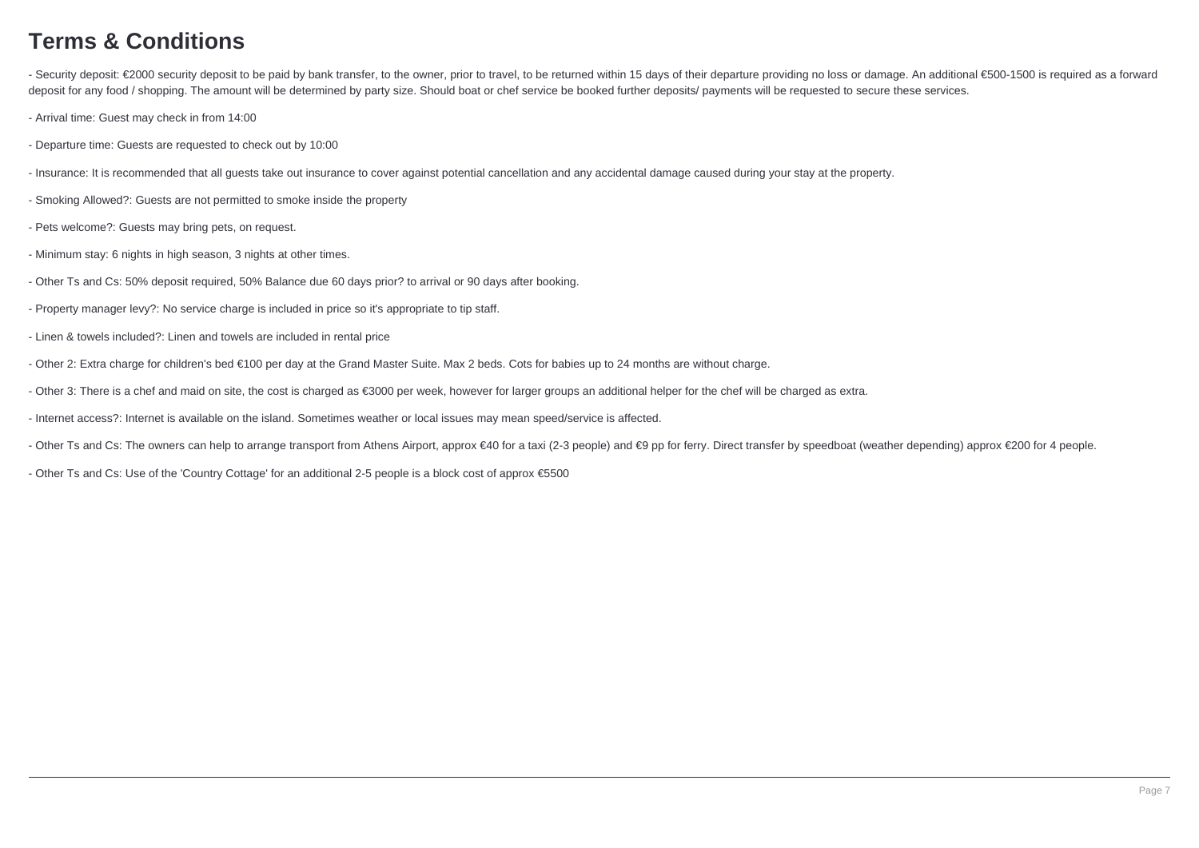# Terms & Conditions

- Security deposit: €2000 security deposit to be paid by bank transfer, to the owner, prior to travel, to be returned within 15 days of their departure providing no loss or damage. An additional €500-1500 is required as a forward deposit for any food / shopping. The amount will be determined by party size. Should boat or chef service be booked further deposits/ payments will be requested to secure these services.

- Arrival time: Guest may check in from 14:00

- Departure time: Guests are requested to check out by 10:00

- Insurance: It is recommended that all guests take out insurance to cover against potential cancellation and any accidental damage caused during your stay at the property.

- Smoking Allowed?: Guests are not permitted to smoke inside the property

- Pets welcome?: Guests may bring pets, on request.

- Minimum stay: 6 nights in high season, 3 nights at other times.

- Other Ts and Cs: 50% deposit required, 50% Balance due 60 days prior? to arrival or 90 days after booking.

- Property manager levy?: No service charge is included in price so it's appropriate to tip staff.

- Linen & towels included?: Linen and towels are included in rental price

- Other 2: Extra charge for children's bed €100 per day at the Grand Master Suite. Max 2 beds. Cots for babies up to 24 months are without charge.

- Other 3: There is a chef and maid on site, the cost is charged as €3000 per week, however for larger groups an additional helper for the chef will be charged as extra.

- Internet access?: Internet is available on the island. Sometimes weather or local issues may mean speed/service is affected.

- Other Ts and Cs: The owners can help to arrange transport from Athens Airport, approx €40 for a taxi (2-3 people) and €9 pp for ferry. Direct transfer by speedboat (weather depending) approx €200 for 4 people.

- Other Ts and Cs: Use of the 'Country Cottage' for an additional 2-5 people is a block cost of approx €5500